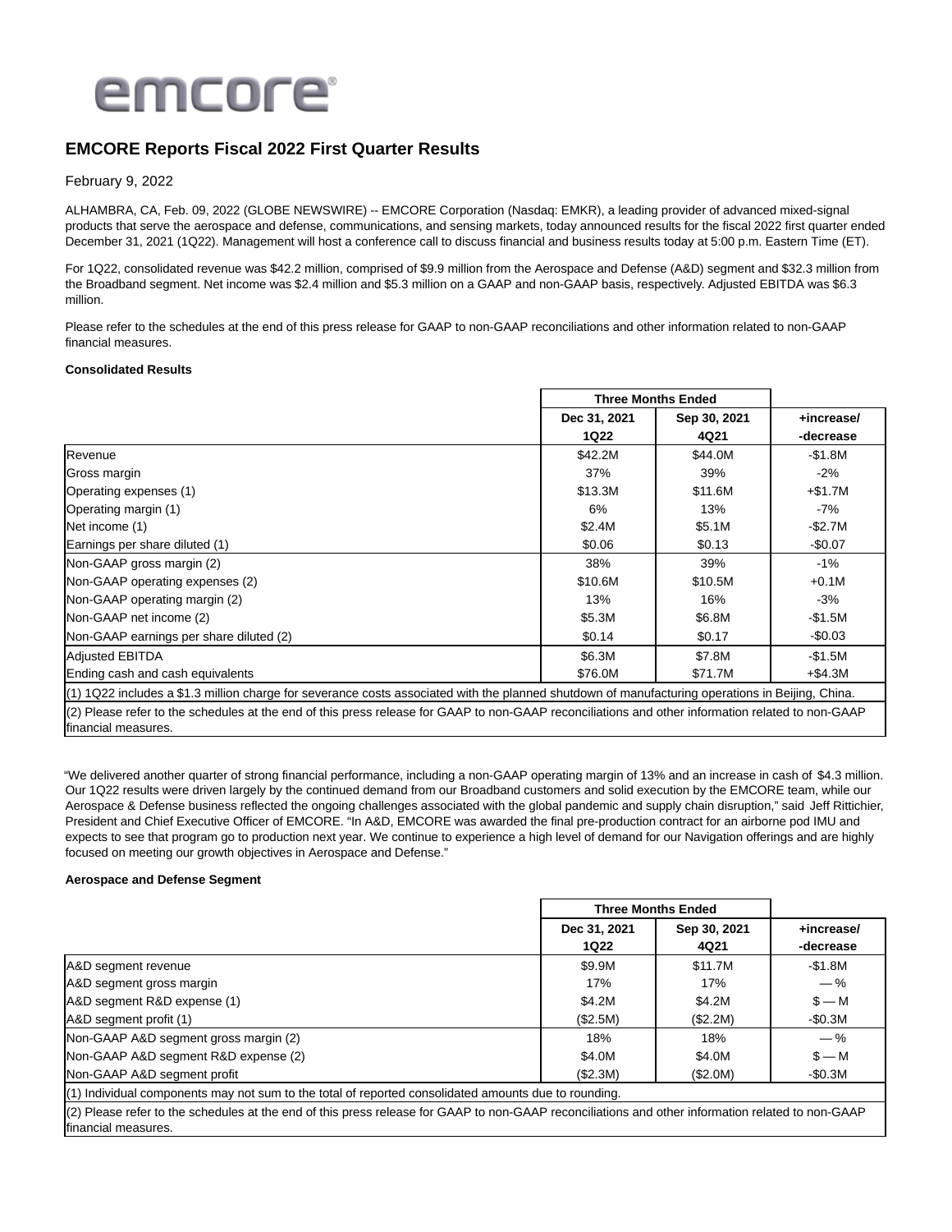emcore®

# EMCORE Reports Fiscal 2022 First Quarter Results

February 9, 2022

ALHAMBRA, CA, Feb. 09, 2022 (GLOBE NEWSWIRE) -- EMCORE Corporation (Nasdaq: EMKR), a leading provider of advanced mixed-signal products that serve the aerospace and defense, communications, and sensing markets, today announced results for the fiscal 2022 first quarter ended December 31, 2021 (1Q22). Management will host a conference call to discuss financial and business results today at 5:00 p.m. Eastern Time (ET).

For 1Q22, consolidated revenue was $42.2 million, comprised of $9.9 million from the Aerospace and Defense (A&D) segment and $32.3 million from the Broadband segment. Net income was $2.4 million and $5.3 million on a GAAP and non-GAAP basis, respectively. Adjusted EBITDA was $6.3 million.

Please refer to the schedules at the end of this press release for GAAP to non-GAAP reconciliations and other information related to non-GAAP financial measures.

**Consolidated Results**

| | Three Months Ended | | |
|---|---|---|---|
| | Dec 31, 2021 1Q22 | Sep 30, 2021 4Q21 | +increase/ -decrease |
| Revenue | $42.2M | $44.0M | -$1.8M |
| Gross margin | 37% | 39% | -2% |
| Operating expenses (1) | $13.3M | $11.6M | +$1.7M |
| Operating margin (1) | 6% | 13% | -7% |
| Net income (1) | $2.4M | $5.1M | -$2.7M |
| Earnings per share diluted (1) | $0.06 | $0.13 | -$0.07 |
| Non-GAAP gross margin (2) | 38% | 39% | -1% |
| Non-GAAP operating expenses (2) | $10.6M | $10.5M | +0.1M |
| Non-GAAP operating margin (2) | 13% | 16% | -3% |
| Non-GAAP net income (2) | $5.3M | $6.8M | -$1.5M |
| Non-GAAP earnings per share diluted (2) | $0.14 | $0.17 | -$0.03 |
| Adjusted EBITDA | $6.3M | $7.8M | -$1.5M |
| Ending cash and cash equivalents | $76.0M | $71.7M | +$4.3M |

(1) 1Q22 includes a $1.3 million charge for severance costs associated with the planned shutdown of manufacturing operations in Beijing, China.

(2) Please refer to the schedules at the end of this press release for GAAP to non-GAAP reconciliations and other information related to non-GAAP financial measures.

"We delivered another quarter of strong financial performance, including a non-GAAP operating margin of 13% and an increase in cash of $4.3 million. Our 1Q22 results were driven largely by the continued demand from our Broadband customers and solid execution by the EMCORE team, while our Aerospace & Defense business reflected the ongoing challenges associated with the global pandemic and supply chain disruption," said Jeff Rittichier, President and Chief Executive Officer of EMCORE. "In A&D, EMCORE was awarded the final pre-production contract for an airborne pod IMU and expects to see that program go to production next year. We continue to experience a high level of demand for our Navigation offerings and are highly focused on meeting our growth objectives in Aerospace and Defense."

**Aerospace and Defense Segment**

| | Three Months Ended | | |
|---|---|---|---|
| | Dec 31, 2021 1Q22 | Sep 30, 2021 4Q21 | +increase/ -decrease |
| A&D segment revenue | $9.9M | $11.7M | -$1.8M |
| A&D segment gross margin | 17% | 17% | — % |
| A&D segment R&D expense (1) | $4.2M | $4.2M | $ — M |
| A&D segment profit (1) | ($2.5M) | ($2.2M) | -$0.3M |
| Non-GAAP A&D segment gross margin (2) | 18% | 18% | — % |
| Non-GAAP A&D segment R&D expense (2) | $4.0M | $4.0M | $ — M |
| Non-GAAP A&D segment profit | ($2.3M) | ($2.0M) | -$0.3M |

(1) Individual components may not sum to the total of reported consolidated amounts due to rounding.

(2) Please refer to the schedules at the end of this press release for GAAP to non-GAAP reconciliations and other information related to non-GAAP financial measures.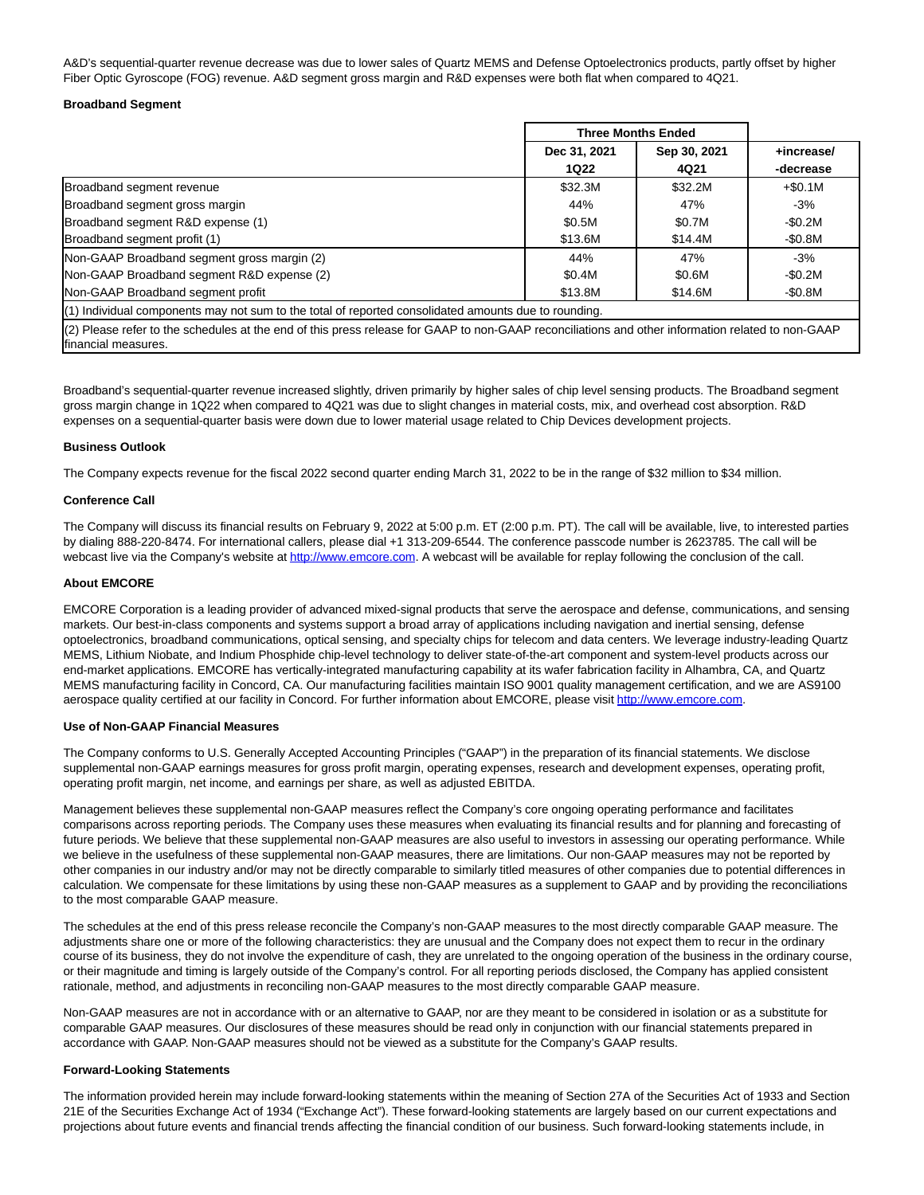A&D's sequential-quarter revenue decrease was due to lower sales of Quartz MEMS and Defense Optoelectronics products, partly offset by higher Fiber Optic Gyroscope (FOG) revenue. A&D segment gross margin and R&D expenses were both flat when compared to 4Q21.

**Broadband Segment**

| | Three Months Ended | | |
|---|---|---|---|
| | Dec 31, 2021 1Q22 | Sep 30, 2021 4Q21 | +increase/ -decrease |
| Broadband segment revenue | $32.3M | $32.2M | +$0.1M |
| Broadband segment gross margin | 44% | 47% | -3% |
| Broadband segment R&D expense (1) | $0.5M | $0.7M | -$0.2M |
| Broadband segment profit (1) | $13.6M | $14.4M | -$0.8M |
| Non-GAAP Broadband segment gross margin (2) | 44% | 47% | -3% |
| Non-GAAP Broadband segment R&D expense (2) | $0.4M | $0.6M | -$0.2M |
| Non-GAAP Broadband segment profit | $13.8M | $14.6M | -$0.8M |

(1) Individual components may not sum to the total of reported consolidated amounts due to rounding.

(2) Please refer to the schedules at the end of this press release for GAAP to non-GAAP reconciliations and other information related to non-GAAP financial measures.

Broadband's sequential-quarter revenue increased slightly, driven primarily by higher sales of chip level sensing products. The Broadband segment gross margin change in 1Q22 when compared to 4Q21 was due to slight changes in material costs, mix, and overhead cost absorption. R&D expenses on a sequential-quarter basis were down due to lower material usage related to Chip Devices development projects.

**Business Outlook**

The Company expects revenue for the fiscal 2022 second quarter ending March 31, 2022 to be in the range of $32 million to $34 million.

**Conference Call**

The Company will discuss its financial results on February 9, 2022 at 5:00 p.m. ET (2:00 p.m. PT). The call will be available, live, to interested parties by dialing 888-220-8474. For international callers, please dial +1 313-209-6544. The conference passcode number is 2623785. The call will be webcast live via the Company's website at http://www.emcore.com. A webcast will be available for replay following the conclusion of the call.

**About EMCORE**

EMCORE Corporation is a leading provider of advanced mixed-signal products that serve the aerospace and defense, communications, and sensing markets. Our best-in-class components and systems support a broad array of applications including navigation and inertial sensing, defense optoelectronics, broadband communications, optical sensing, and specialty chips for telecom and data centers. We leverage industry-leading Quartz MEMS, Lithium Niobate, and Indium Phosphide chip-level technology to deliver state-of-the-art component and system-level products across our end-market applications. EMCORE has vertically-integrated manufacturing capability at its wafer fabrication facility in Alhambra, CA, and Quartz MEMS manufacturing facility in Concord, CA. Our manufacturing facilities maintain ISO 9001 quality management certification, and we are AS9100 aerospace quality certified at our facility in Concord. For further information about EMCORE, please visit http://www.emcore.com.

**Use of Non-GAAP Financial Measures**

The Company conforms to U.S. Generally Accepted Accounting Principles ("GAAP") in the preparation of its financial statements. We disclose supplemental non-GAAP earnings measures for gross profit margin, operating expenses, research and development expenses, operating profit, operating profit margin, net income, and earnings per share, as well as adjusted EBITDA.

Management believes these supplemental non-GAAP measures reflect the Company's core ongoing operating performance and facilitates comparisons across reporting periods. The Company uses these measures when evaluating its financial results and for planning and forecasting of future periods. We believe that these supplemental non-GAAP measures are also useful to investors in assessing our operating performance. While we believe in the usefulness of these supplemental non-GAAP measures, there are limitations. Our non-GAAP measures may not be reported by other companies in our industry and/or may not be directly comparable to similarly titled measures of other companies due to potential differences in calculation. We compensate for these limitations by using these non-GAAP measures as a supplement to GAAP and by providing the reconciliations to the most comparable GAAP measure.

The schedules at the end of this press release reconcile the Company's non-GAAP measures to the most directly comparable GAAP measure. The adjustments share one or more of the following characteristics: they are unusual and the Company does not expect them to recur in the ordinary course of its business, they do not involve the expenditure of cash, they are unrelated to the ongoing operation of the business in the ordinary course, or their magnitude and timing is largely outside of the Company's control. For all reporting periods disclosed, the Company has applied consistent rationale, method, and adjustments in reconciling non-GAAP measures to the most directly comparable GAAP measure.

Non-GAAP measures are not in accordance with or an alternative to GAAP, nor are they meant to be considered in isolation or as a substitute for comparable GAAP measures. Our disclosures of these measures should be read only in conjunction with our financial statements prepared in accordance with GAAP. Non-GAAP measures should not be viewed as a substitute for the Company's GAAP results.

**Forward-Looking Statements**

The information provided herein may include forward-looking statements within the meaning of Section 27A of the Securities Act of 1933 and Section 21E of the Securities Exchange Act of 1934 ("Exchange Act"). These forward-looking statements are largely based on our current expectations and projections about future events and financial trends affecting the financial condition of our business. Such forward-looking statements include, in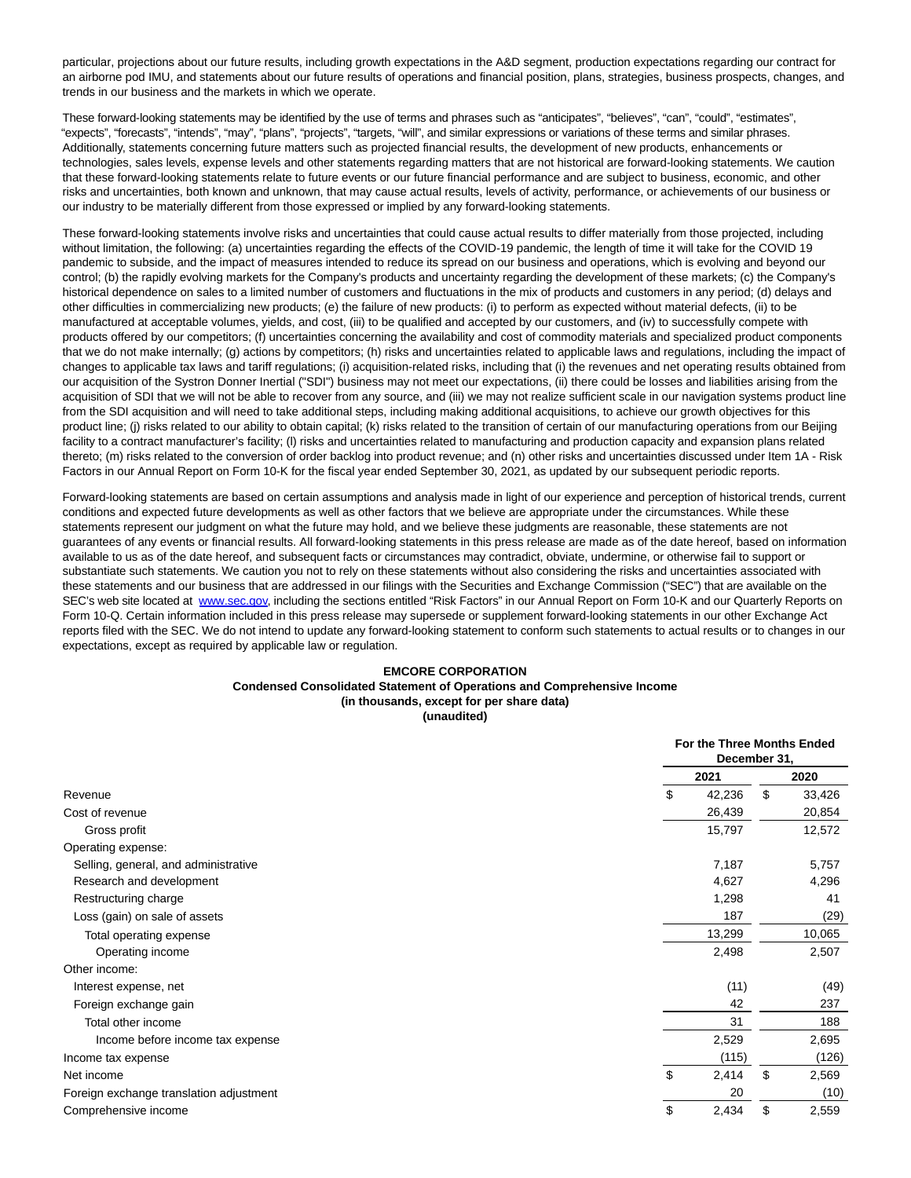particular, projections about our future results, including growth expectations in the A&D segment, production expectations regarding our contract for an airborne pod IMU, and statements about our future results of operations and financial position, plans, strategies, business prospects, changes, and trends in our business and the markets in which we operate.

These forward-looking statements may be identified by the use of terms and phrases such as "anticipates", "believes", "can", "could", "estimates", "expects", "forecasts", "intends", "may", "plans", "projects", "targets, "will", and similar expressions or variations of these terms and similar phrases. Additionally, statements concerning future matters such as projected financial results, the development of new products, enhancements or technologies, sales levels, expense levels and other statements regarding matters that are not historical are forward-looking statements. We caution that these forward-looking statements relate to future events or our future financial performance and are subject to business, economic, and other risks and uncertainties, both known and unknown, that may cause actual results, levels of activity, performance, or achievements of our business or our industry to be materially different from those expressed or implied by any forward-looking statements.

These forward-looking statements involve risks and uncertainties that could cause actual results to differ materially from those projected, including without limitation, the following: (a) uncertainties regarding the effects of the COVID-19 pandemic, the length of time it will take for the COVID 19 pandemic to subside, and the impact of measures intended to reduce its spread on our business and operations, which is evolving and beyond our control; (b) the rapidly evolving markets for the Company's products and uncertainty regarding the development of these markets; (c) the Company's historical dependence on sales to a limited number of customers and fluctuations in the mix of products and customers in any period; (d) delays and other difficulties in commercializing new products; (e) the failure of new products: (i) to perform as expected without material defects, (ii) to be manufactured at acceptable volumes, yields, and cost, (iii) to be qualified and accepted by our customers, and (iv) to successfully compete with products offered by our competitors; (f) uncertainties concerning the availability and cost of commodity materials and specialized product components that we do not make internally; (g) actions by competitors; (h) risks and uncertainties related to applicable laws and regulations, including the impact of changes to applicable tax laws and tariff regulations; (i) acquisition-related risks, including that (i) the revenues and net operating results obtained from our acquisition of the Systron Donner Inertial ("SDI") business may not meet our expectations, (ii) there could be losses and liabilities arising from the acquisition of SDI that we will not be able to recover from any source, and (iii) we may not realize sufficient scale in our navigation systems product line from the SDI acquisition and will need to take additional steps, including making additional acquisitions, to achieve our growth objectives for this product line; (j) risks related to our ability to obtain capital; (k) risks related to the transition of certain of our manufacturing operations from our Beijing facility to a contract manufacturer's facility; (l) risks and uncertainties related to manufacturing and production capacity and expansion plans related thereto; (m) risks related to the conversion of order backlog into product revenue; and (n) other risks and uncertainties discussed under Item 1A - Risk Factors in our Annual Report on Form 10-K for the fiscal year ended September 30, 2021, as updated by our subsequent periodic reports.

Forward-looking statements are based on certain assumptions and analysis made in light of our experience and perception of historical trends, current conditions and expected future developments as well as other factors that we believe are appropriate under the circumstances. While these statements represent our judgment on what the future may hold, and we believe these judgments are reasonable, these statements are not guarantees of any events or financial results. All forward-looking statements in this press release are made as of the date hereof, based on information available to us as of the date hereof, and subsequent facts or circumstances may contradict, obviate, undermine, or otherwise fail to support or substantiate such statements. We caution you not to rely on these statements without also considering the risks and uncertainties associated with these statements and our business that are addressed in our filings with the Securities and Exchange Commission ("SEC") that are available on the SEC's web site located at www.sec.gov, including the sections entitled "Risk Factors" in our Annual Report on Form 10-K and our Quarterly Reports on Form 10-Q. Certain information included in this press release may supersede or supplement forward-looking statements in our other Exchange Act reports filed with the SEC. We do not intend to update any forward-looking statement to conform such statements to actual results or to changes in our expectations, except as required by applicable law or regulation.

**EMCORE CORPORATION**
**Condensed Consolidated Statement of Operations and Comprehensive Income**
**(in thousands, except for per share data)**
**(unaudited)**

| | For the Three Months Ended December 31, | |
|---|---|---|
| | 2021 | 2020 |
| Revenue | $ 42,236 | $ 33,426 |
| Cost of revenue | 26,439 | 20,854 |
| Gross profit | 15,797 | 12,572 |
| Operating expense: | | |
| Selling, general, and administrative | 7,187 | 5,757 |
| Research and development | 4,627 | 4,296 |
| Restructuring charge | 1,298 | 41 |
| Loss (gain) on sale of assets | 187 | (29) |
| Total operating expense | 13,299 | 10,065 |
| Operating income | 2,498 | 2,507 |
| Other income: | | |
| Interest expense, net | (11) | (49) |
| Foreign exchange gain | 42 | 237 |
| Total other income | 31 | 188 |
| Income before income tax expense | 2,529 | 2,695 |
| Income tax expense | (115) | (126) |
| Net income | $ 2,414 | $ 2,569 |
| Foreign exchange translation adjustment | 20 | (10) |
| Comprehensive income | $ 2,434 | $ 2,559 |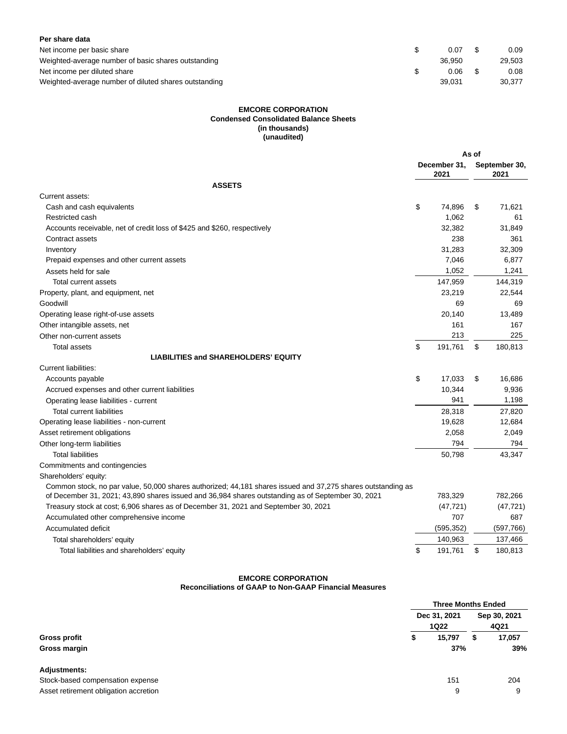**Per share data**

| | | |
|---|---|---|
| Net income per basic share | $ 0.07 | $ 0.09 |
| Weighted-average number of basic shares outstanding | 36,950 | 29,503 |
| Net income per diluted share | $ 0.06 | $ 0.08 |
| Weighted-average number of diluted shares outstanding | 39,031 | 30,377 |

**EMCORE CORPORATION**
**Condensed Consolidated Balance Sheets**
**(in thousands)**
**(unaudited)**

| | As of | |
|---|---|---|
| | **December 31, 2021** | **September 30, 2021** |
| **ASSETS** | | |
| Current assets: | | |
| Cash and cash equivalents | $ 74,896 | $ 71,621 |
| Restricted cash | 1,062 | 61 |
| Accounts receivable, net of credit loss of $425 and $260, respectively | 32,382 | 31,849 |
| Contract assets | 238 | 361 |
| Inventory | 31,283 | 32,309 |
| Prepaid expenses and other current assets | 7,046 | 6,877 |
| Assets held for sale | 1,052 | 1,241 |
| Total current assets | 147,959 | 144,319 |
| Property, plant, and equipment, net | 23,219 | 22,544 |
| Goodwill | 69 | 69 |
| Operating lease right-of-use assets | 20,140 | 13,489 |
| Other intangible assets, net | 161 | 167 |
| Other non-current assets | 213 | 225 |
| Total assets | $ 191,761 | $ 180,813 |
| **LIABILITIES and SHAREHOLDERS' EQUITY** | | |
| Current liabilities: | | |
| Accounts payable | $ 17,033 | $ 16,686 |
| Accrued expenses and other current liabilities | 10,344 | 9,936 |
| Operating lease liabilities - current | 941 | 1,198 |
| Total current liabilities | 28,318 | 27,820 |
| Operating lease liabilities - non-current | 19,628 | 12,684 |
| Asset retirement obligations | 2,058 | 2,049 |
| Other long-term liabilities | 794 | 794 |
| Total liabilities | 50,798 | 43,347 |
| Commitments and contingencies | | |
| Shareholders' equity: | | |
| Common stock, no par value, 50,000 shares authorized; 44,181 shares issued and 37,275 shares outstanding as of December 31, 2021; 43,890 shares issued and 36,984 shares outstanding as of September 30, 2021 | 783,329 | 782,266 |
| Treasury stock at cost; 6,906 shares as of December 31, 2021 and September 30, 2021 | (47,721) | (47,721) |
| Accumulated other comprehensive income | 707 | 687 |
| Accumulated deficit | (595,352) | (597,766) |
| Total shareholders' equity | 140,963 | 137,466 |
| Total liabilities and shareholders' equity | $ 191,761 | $ 180,813 |

**EMCORE CORPORATION**
**Reconciliations of GAAP to Non-GAAP Financial Measures**

| | Three Months Ended | |
|---|---|---|
| | **Dec 31, 2021 1Q22** | **Sep 30, 2021 4Q21** |
| **Gross profit** | **$ 15,797** | **$ 17,057** |
| **Gross margin** | **37%** | **39%** |
| | | |
| **Adjustments:** | | |
| Stock-based compensation expense | 151 | 204 |
| Asset retirement obligation accretion | 9 | 9 |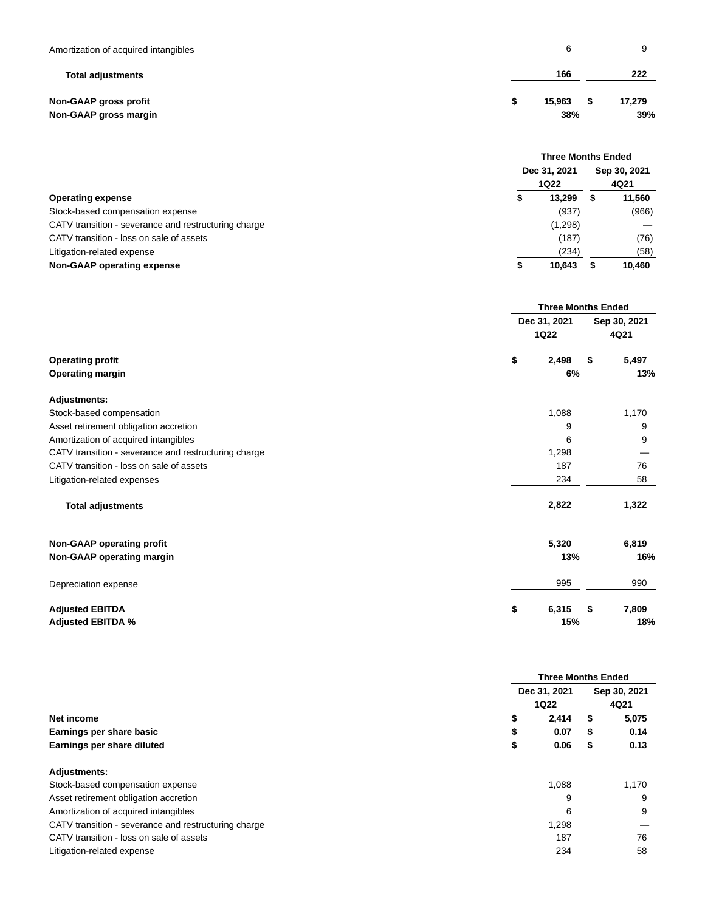| | | |
|---|---|---|
| Amortization of acquired intangibles | 6 | 9 |
| **Total adjustments** | **166** | **222** |
| **Non-GAAP gross profit** | **$ 15,963** | **$ 17,279** |
| **Non-GAAP gross margin** | **38%** | **39%** |

| | Three Months Ended | |
|---|---|---|
| | Dec 31, 2021 1Q22 | Sep 30, 2021 4Q21 |
| **Operating expense** | **$ 13,299** | **$ 11,560** |
| Stock-based compensation expense | (937) | (966) |
| CATV transition - severance and restructuring charge | (1,298) | — |
| CATV transition - loss on sale of assets | (187) | (76) |
| Litigation-related expense | (234) | (58) |
| **Non-GAAP operating expense** | **$ 10,643** | **$ 10,460** |

| | Three Months Ended | |
|---|---|---|
| | Dec 31, 2021 1Q22 | Sep 30, 2021 4Q21 |
| **Operating profit** | **$ 2,498** | **$ 5,497** |
| **Operating margin** | **6%** | **13%** |
| **Adjustments:** | | |
| Stock-based compensation | 1,088 | 1,170 |
| Asset retirement obligation accretion | 9 | 9 |
| Amortization of acquired intangibles | 6 | 9 |
| CATV transition - severance and restructuring charge | 1,298 | — |
| CATV transition - loss on sale of assets | 187 | 76 |
| Litigation-related expenses | 234 | 58 |
| **Total adjustments** | **2,822** | **1,322** |
| **Non-GAAP operating profit** | **5,320** | **6,819** |
| **Non-GAAP operating margin** | **13%** | **16%** |
| Depreciation expense | 995 | 990 |
| **Adjusted EBITDA** | **$ 6,315** | **$ 7,809** |
| **Adjusted EBITDA %** | **15%** | **18%** |

| | Three Months Ended | |
|---|---|---|
| | Dec 31, 2021 1Q22 | Sep 30, 2021 4Q21 |
| **Net income** | **$ 2,414** | **$ 5,075** |
| **Earnings per share basic** | **$ 0.07** | **$ 0.14** |
| **Earnings per share diluted** | **$ 0.06** | **$ 0.13** |
| **Adjustments:** | | |
| Stock-based compensation expense | 1,088 | 1,170 |
| Asset retirement obligation accretion | 9 | 9 |
| Amortization of acquired intangibles | 6 | 9 |
| CATV transition - severance and restructuring charge | 1,298 | — |
| CATV transition - loss on sale of assets | 187 | 76 |
| Litigation-related expense | 234 | 58 |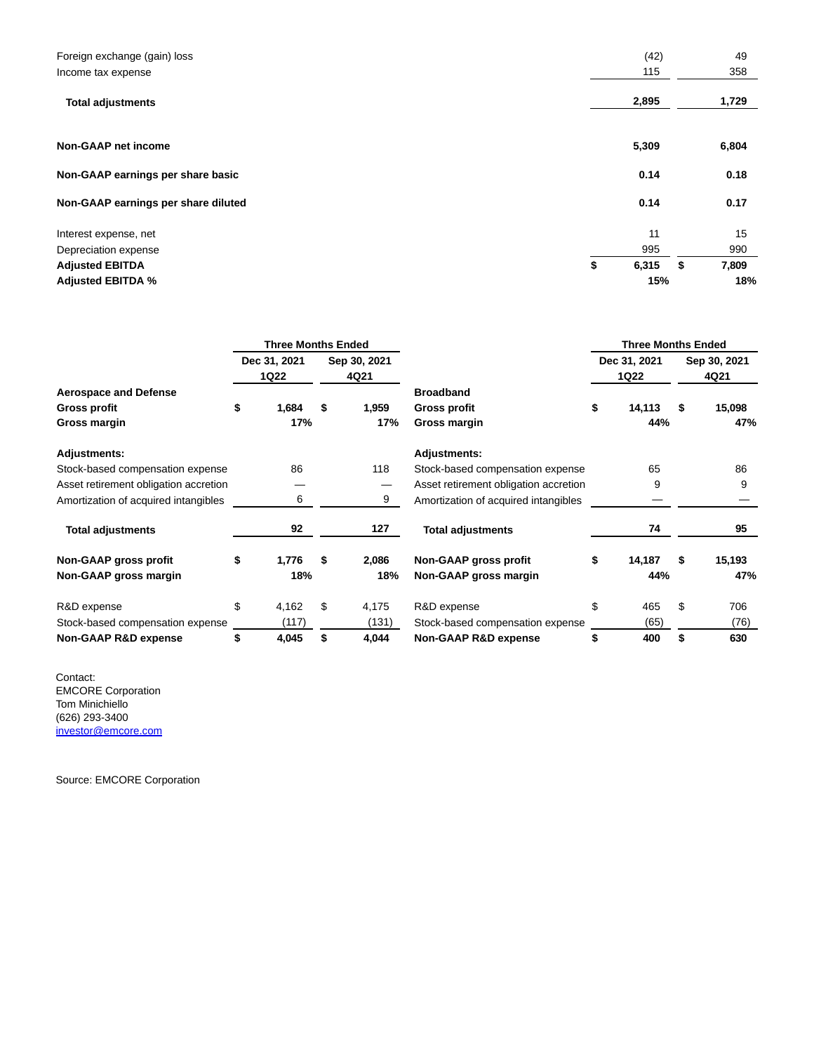| | | |
|---|---|---|
| Foreign exchange (gain) loss | (42) | 49 |
| Income tax expense | 115 | 358 |
| **Total adjustments** | **2,895** | **1,729** |
| **Non-GAAP net income** | **5,309** | **6,804** |
| **Non-GAAP earnings per share basic** | **0.14** | **0.18** |
| **Non-GAAP earnings per share diluted** | **0.14** | **0.17** |
| Interest expense, net | 11 | 15 |
| Depreciation expense | 995 | 990 |
| **Adjusted EBITDA** | **$ 6,315** | **$ 7,809** |
| **Adjusted EBITDA %** | **15%** | **18%** |

| | **Three Months Ended** | |
|---|---|---|
| | **Dec 31, 2021 1Q22** | **Sep 30, 2021 4Q21** |
| **Aerospace and Defense** | | |
| **Gross profit** | **$ 1,684** | **$ 1,959** |
| **Gross margin** | **17%** | **17%** |
| **Adjustments:** | | |
| Stock-based compensation expense | 86 | 118 |
| Asset retirement obligation accretion | — | — |
| Amortization of acquired intangibles | 6 | 9 |
| **Total adjustments** | **92** | **127** |
| **Non-GAAP gross profit** | **$ 1,776** | **$ 2,086** |
| **Non-GAAP gross margin** | **18%** | **18%** |
| R&D expense | $ 4,162 | $ 4,175 |
| Stock-based compensation expense | (117) | (131) |
| **Non-GAAP R&D expense** | **$ 4,045** | **$ 4,044** |

| | **Three Months Ended** | |
|---|---|---|
| | **Dec 31, 2021 1Q22** | **Sep 30, 2021 4Q21** |
| **Broadband** | | |
| **Gross profit** | **$ 14,113** | **$ 15,098** |
| **Gross margin** | **44%** | **47%** |
| **Adjustments:** | | |
| Stock-based compensation expense | 65 | 86 |
| Asset retirement obligation accretion | 9 | 9 |
| Amortization of acquired intangibles | — | — |
| **Total adjustments** | **74** | **95** |
| **Non-GAAP gross profit** | **$ 14,187** | **$ 15,193** |
| **Non-GAAP gross margin** | **44%** | **47%** |
| R&D expense | $ 465 | $ 706 |
| Stock-based compensation expense | (65) | (76) |
| **Non-GAAP R&D expense** | **$ 400** | **$ 630** |

Contact:
EMCORE Corporation
Tom Minichiello
(626) 293-3400
investor@emcore.com

Source: EMCORE Corporation